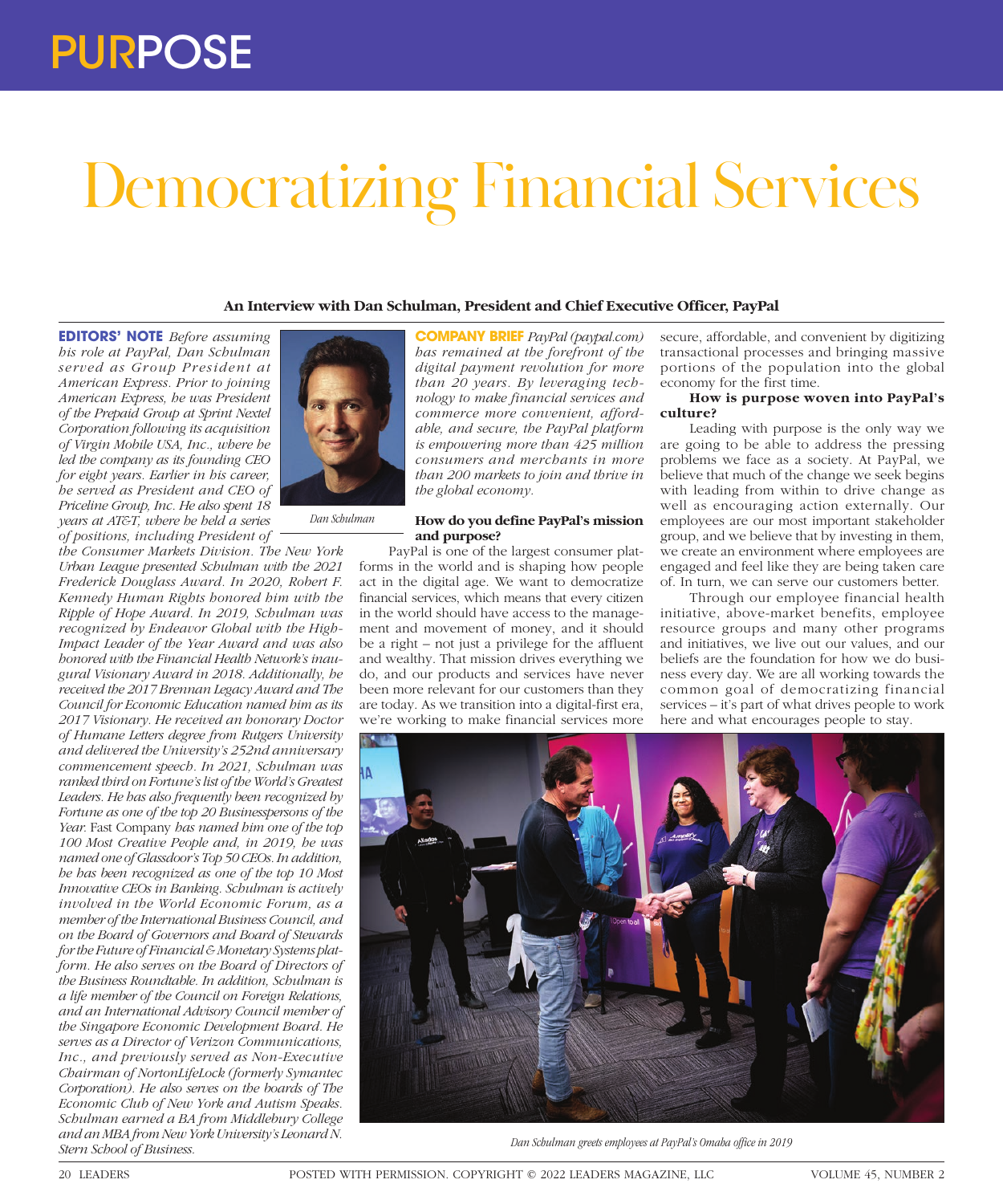# Democratizing Financial Services

**An Interview with Dan Schulman, President and Chief Executive Officer, PayPal**

**EDITORS' NOTE** *Before assuming his role at PayPal, Dan Schulman served as Group President at American Express. Prior to joining American Express, he was President of the Prepaid Group at Sprint Nextel Corporation following its acquisition of Virgin Mobile USA, Inc., where he led the company as its founding CEO for eight years. Earlier in his career, he served as President and CEO of Priceline Group, Inc. He also spent 18 years at AT&T, where he held a series of positions, including President of the Consumer Markets Division. The New York Urban League presented Schulman with the 2021 Frederick Douglass Award. In 2020, Robert F. Kennedy Human Rights honored him with the Ripple of Hope Award. In 2019, Schulman was recognized by Endeavor Global with the High-Impact Leader of the Year Award and was also honored with the Financial Health Network's inaugural Visionary Award in 2018. Additionally, he received the 2017 Brennan Legacy Award and The Council for Economic Education named him as its 2017 Visionary. He received an honorary Doctor of Humane Letters degree from Rutgers University and delivered the University's 252nd anniversary commencement speech. In 2021, Schulman was ranked third on Fortune's list of the World's Greatest Leaders. He has also frequently been recognized by Fortune as one of the top 20 Businesspersons of the Year.* Fast Company *has named him one of the top 100 Most Creative People and, in 2019, he was named one of Glassdoor's Top 50 CEOs. In addition, he has been recognized as one of the top 10 Most Innovative CEOs in Banking. Schulman is actively involved in the World Economic Forum, as a member of the International Business Council, and on the Board of Governors and Board of Stewards for the Future of Financial & Monetary Systems platform. He also serves on the Board of Directors of the Business Roundtable. In addition, Schulman is a life member of the Council on Foreign Relations, and an International Advisory Council member of the Singapore Economic Development Board. He serves as a Director of Verizon Communications, Inc., and previously served as Non-Executive Chairman of NortonLifeLock (formerly Symantec Corporation). He also serves on the boards of The Economic Club of New York and Autism Speaks. Schulman earned a BA from Middlebury College and an MBA from New York University's Leonard N. Stern School of Business.*

Dan Schulman

**COMPANY BRIEF** *PayPal (paypal.com) has remained at the forefront of the digital payment revolution for more than 20 years. By leveraging technology to make financial services and commerce more convenient, affordable, and secure, the PayPal platform is empowering more than 425 million consumers and merchants in more than 200 markets to join and thrive in the global economy.*

**How do you define PayPal's mission and purpose?**

PayPal is one of the largest consumer platforms in the world and is shaping how people act in the digital age. We want to democratize financial services, which means that every citizen in the world should have access to the management and movement of money, and it should be a right – not just a privilege for the affluent and wealthy. That mission drives everything we do, and our products and services have never been more relevant for our customers than they are today. As we transition into a digital-first era, we're working to make financial services more secure, affordable, and convenient by digitizing transactional processes and bringing massive portions of the population into the global economy for the first time.

**How is purpose woven into PayPal's culture?**

Leading with purpose is the only way we are going to be able to address the pressing problems we face as a society. At PayPal, we believe that much of the change we seek begins with leading from within to drive change as well as encouraging action externally. Our employees are our most important stakeholder group, and we believe that by investing in them, we create an environment where employees are engaged and feel like they are being taken care of. In turn, we can serve our customers better.

Through our employee financial health initiative, above-market benefits, employee resource groups and many other programs and initiatives, we live out our values, and our beliefs are the foundation for how we do business every day. We are all working towards the common goal of democratizing financial services – it's part of what drives people to work here and what encourages people to stay.

*Dan Schulman greets employees at PayPal's Omaha office in 2019*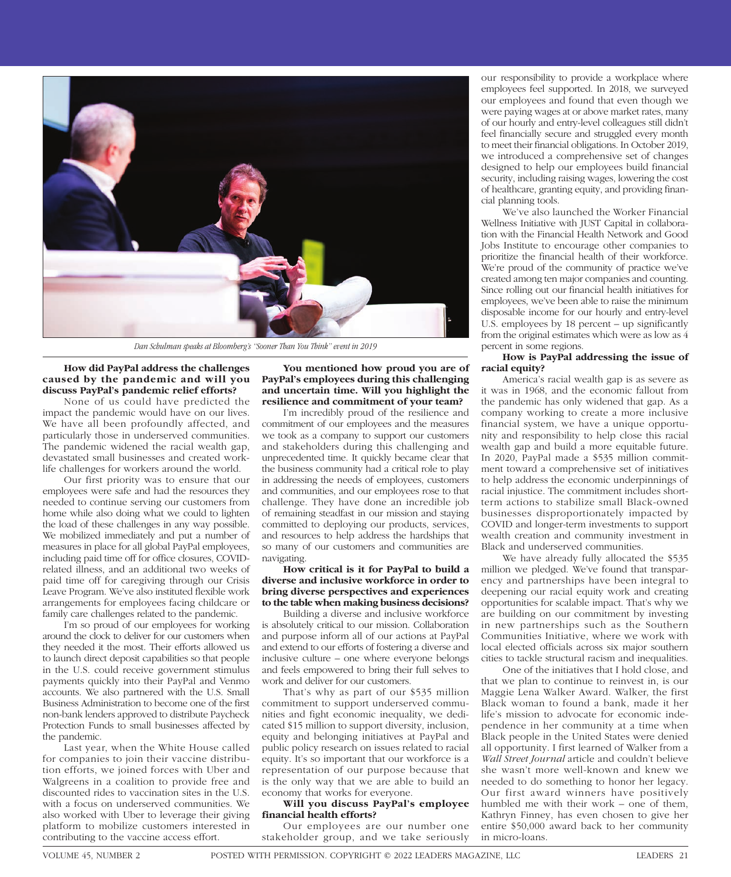*Dan Schulman speaks at Bloomberg's "Sooner Than You Think" event in 2019*

**How did PayPal address the challenges caused by the pandemic and will you discuss PayPal's pandemic relief efforts?**

None of us could have predicted the impact the pandemic would have on our lives. We have all been profoundly affected, and particularly those in underserved communities. The pandemic widened the racial wealth gap, devastated small businesses and created work-life challenges for workers around the world.

Our first priority was to ensure that our employees were safe and had the resources they needed to continue serving our customers from home while also doing what we could to lighten the load of these challenges in any way possible. We mobilized immediately and put a number of measures in place for all global PayPal employees, including paid time off for office closures, COVID-related illness, and an additional two weeks of paid time off for caregiving through our Crisis Leave Program. We've also instituted flexible work arrangements for employees facing childcare or family care challenges related to the pandemic.

I'm so proud of our employees for working around the clock to deliver for our customers when they needed it the most. Their efforts allowed us to launch direct deposit capabilities so that people in the U.S. could receive government stimulus payments quickly into their PayPal and Venmo accounts. We also partnered with the U.S. Small Business Administration to become one of the first non-bank lenders approved to distribute Paycheck Protection Funds to small businesses affected by the pandemic.

Last year, when the White House called for companies to join their vaccine distribution efforts, we joined forces with Uber and Walgreens in a coalition to provide free and discounted rides to vaccination sites in the U.S. with a focus on underserved communities. We also worked with Uber to leverage their giving platform to mobilize customers interested in contributing to the vaccine access effort.

**You mentioned how proud you are of PayPal's employees during this challenging and uncertain time. Will you highlight the resilience and commitment of your team?**

I'm incredibly proud of the resilience and commitment of our employees and the measures we took as a company to support our customers and stakeholders during this challenging and unprecedented time. It quickly became clear that the business community had a critical role to play in addressing the needs of employees, customers and communities, and our employees rose to that challenge. They have done an incredible job of remaining steadfast in our mission and staying committed to deploying our products, services, and resources to help address the hardships that so many of our customers and communities are navigating.

**How critical is it for PayPal to build a diverse and inclusive workforce in order to bring diverse perspectives and experiences to the table when making business decisions?**

Building a diverse and inclusive workforce is absolutely critical to our mission. Collaboration and purpose inform all of our actions at PayPal and extend to our efforts of fostering a diverse and inclusive culture – one where everyone belongs and feels empowered to bring their full selves to work and deliver for our customers.

That's why as part of our $535 million commitment to support underserved communities and fight economic inequality, we dedicated $15 million to support diversity, inclusion, equity and belonging initiatives at PayPal and public policy research on issues related to racial equity. It's so important that our workforce is a representation of our purpose because that is the only way that we are able to build an economy that works for everyone.

**Will you discuss PayPal's employee financial health efforts?**

Our employees are our number one stakeholder group, and we take seriously our responsibility to provide a workplace where employees feel supported. In 2018, we surveyed our employees and found that even though we were paying wages at or above market rates, many of our hourly and entry-level colleagues still didn't feel financially secure and struggled every month to meet their financial obligations. In October 2019, we introduced a comprehensive set of changes designed to help our employees build financial security, including raising wages, lowering the cost of healthcare, granting equity, and providing financial planning tools.

We've also launched the Worker Financial Wellness Initiative with JUST Capital in collaboration with the Financial Health Network and Good Jobs Institute to encourage other companies to prioritize the financial health of their workforce. We're proud of the community of practice we've created among ten major companies and counting. Since rolling out our financial health initiatives for employees, we've been able to raise the minimum disposable income for our hourly and entry-level U.S. employees by 18 percent – up significantly from the original estimates which were as low as 4 percent in some regions.

**How is PayPal addressing the issue of racial equity?**

America's racial wealth gap is as severe as it was in 1968, and the economic fallout from the pandemic has only widened that gap. As a company working to create a more inclusive financial system, we have a unique opportunity and responsibility to help close this racial wealth gap and build a more equitable future. In 2020, PayPal made a $535 million commitment toward a comprehensive set of initiatives to help address the economic underpinnings of racial injustice. The commitment includes short-term actions to stabilize small Black-owned businesses disproportionately impacted by COVID and longer-term investments to support wealth creation and community investment in Black and underserved communities.

We have already fully allocated the $535 million we pledged. We've found that transparency and partnerships have been integral to deepening our racial equity work and creating opportunities for scalable impact. That's why we are building on our commitment by investing in new partnerships such as the Southern Communities Initiative, where we work with local elected officials across six major southern cities to tackle structural racism and inequalities.

One of the initiatives that I hold close, and that we plan to continue to reinvest in, is our Maggie Lena Walker Award. Walker, the first Black woman to found a bank, made it her life's mission to advocate for economic independence in her community at a time when Black people in the United States were denied all opportunity. I first learned of Walker from a *Wall Street Journal* article and couldn't believe she wasn't more well-known and knew we needed to do something to honor her legacy. Our first award winners have positively humbled me with their work – one of them, Kathryn Finney, has even chosen to give her entire $50,000 award back to her community in micro-loans.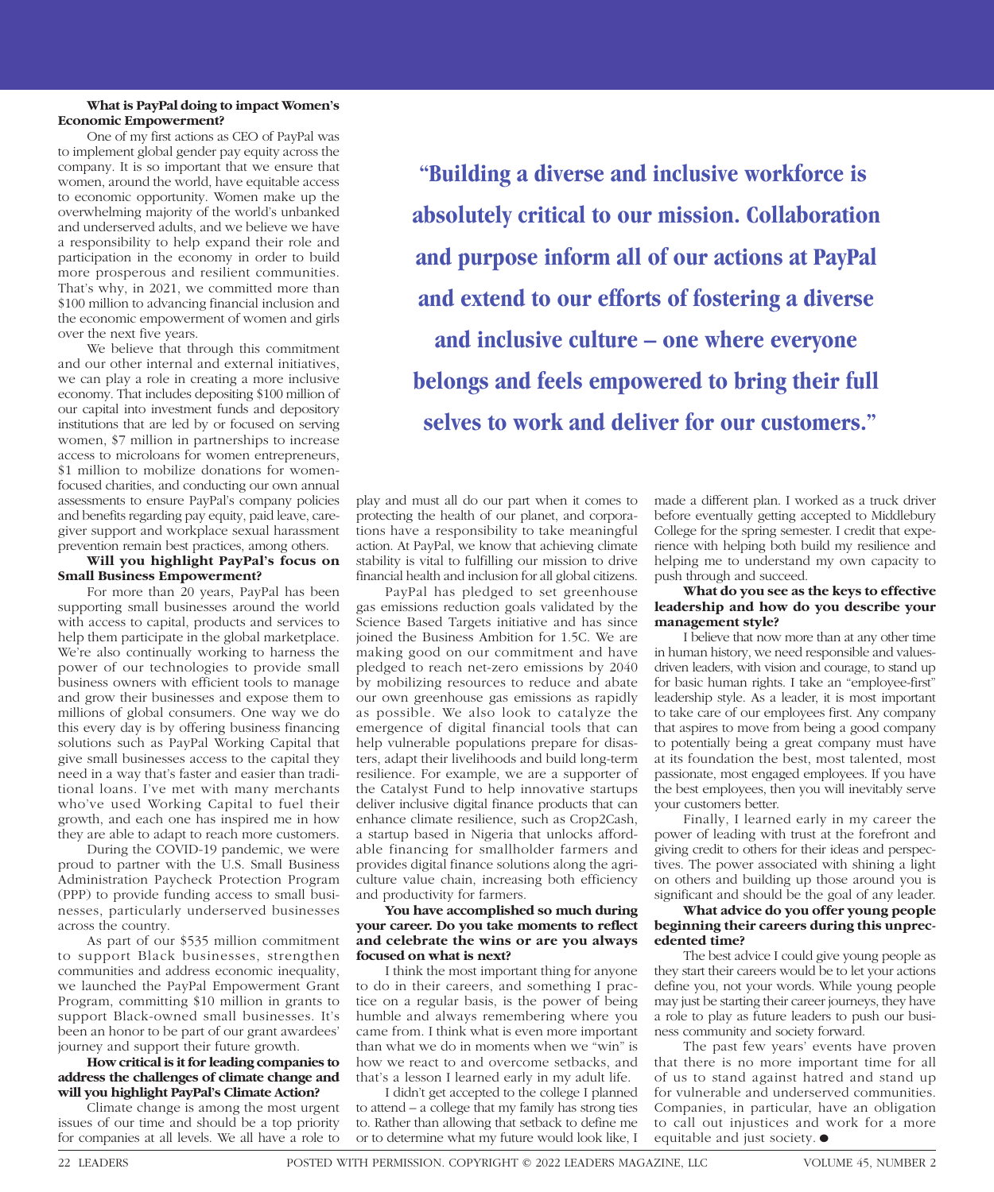**What is PayPal doing to impact Women's Economic Empowerment?**

One of my first actions as CEO of PayPal was to implement global gender pay equity across the company. It is so important that we ensure that women, around the world, have equitable access to economic opportunity. Women make up the overwhelming majority of the world's unbanked and underserved adults, and we believe we have a responsibility to help expand their role and participation in the economy in order to build more prosperous and resilient communities. That's why, in 2021, we committed more than $100 million to advancing financial inclusion and the economic empowerment of women and girls over the next five years.

We believe that through this commitment and our other internal and external initiatives, we can play a role in creating a more inclusive economy. That includes depositing $100 million of our capital into investment funds and depository institutions that are led by or focused on serving women, $7 million in partnerships to increase access to microloans for women entrepreneurs, $1 million to mobilize donations for women-focused charities, and conducting our own annual assessments to ensure PayPal's company policies and benefits regarding pay equity, paid leave, caregiver support and workplace sexual harassment prevention remain best practices, among others.

**Will you highlight PayPal's focus on Small Business Empowerment?**

For more than 20 years, PayPal has been supporting small businesses around the world with access to capital, products and services to help them participate in the global marketplace. We're also continually working to harness the power of our technologies to provide small business owners with efficient tools to manage and grow their businesses and expose them to millions of global consumers. One way we do this every day is by offering business financing solutions such as PayPal Working Capital that give small businesses access to the capital they need in a way that's faster and easier than traditional loans. I've met with many merchants who've used Working Capital to fuel their growth, and each one has inspired me in how they are able to adapt to reach more customers.

During the COVID-19 pandemic, we were proud to partner with the U.S. Small Business Administration Paycheck Protection Program (PPP) to provide funding access to small businesses, particularly underserved businesses across the country.

As part of our $535 million commitment to support Black businesses, strengthen communities and address economic inequality, we launched the PayPal Empowerment Grant Program, committing $10 million in grants to support Black-owned small businesses. It's been an honor to be part of our grant awardees' journey and support their future growth.

**How critical is it for leading companies to address the challenges of climate change and will you highlight PayPal's Climate Action?**

Climate change is among the most urgent issues of our time and should be a top priority for companies at all levels. We all have a role to play and must all do our part when it comes to protecting the health of our planet, and corporations have a responsibility to take meaningful action. At PayPal, we know that achieving climate stability is vital to fulfilling our mission to drive financial health and inclusion for all global citizens.

PayPal has pledged to set greenhouse gas emissions reduction goals validated by the Science Based Targets initiative and has since joined the Business Ambition for 1.5C. We are making good on our commitment and have pledged to reach net-zero emissions by 2040 by mobilizing resources to reduce and abate our own greenhouse gas emissions as rapidly as possible. We also look to catalyze the emergence of digital financial tools that can help vulnerable populations prepare for disasters, adapt their livelihoods and build long-term resilience. For example, we are a supporter of the Catalyst Fund to help innovative startups deliver inclusive digital finance products that can enhance climate resilience, such as Crop2Cash, a startup based in Nigeria that unlocks affordable financing for smallholder farmers and provides digital finance solutions along the agriculture value chain, increasing both efficiency and productivity for farmers.

**You have accomplished so much during your career. Do you take moments to reflect and celebrate the wins or are you always focused on what is next?**

I think the most important thing for anyone to do in their careers, and something I practice on a regular basis, is the power of being humble and always remembering where you came from. I think what is even more important than what we do in moments when we "win" is how we react to and overcome setbacks, and that's a lesson I learned early in my adult life.

I didn't get accepted to the college I planned to attend – a college that my family has strong ties to. Rather than allowing that setback to define me or to determine what my future would look like, I made a different plan. I worked as a truck driver before eventually getting accepted to Middlebury College for the spring semester. I credit that experience with helping both build my resilience and helping me to understand my own capacity to push through and succeed.

**What do you see as the keys to effective leadership and how do you describe your management style?**

I believe that now more than at any other time in human history, we need responsible and values-driven leaders, with vision and courage, to stand up for basic human rights. I take an "employee-first" leadership style. As a leader, it is most important to take care of our employees first. Any company that aspires to move from being a good company to potentially being a great company must have at its foundation the best, most talented, most passionate, most engaged employees. If you have the best employees, then you will inevitably serve your customers better.

Finally, I learned early in my career the power of leading with trust at the forefront and giving credit to others for their ideas and perspectives. The power associated with shining a light on others and building up those around you is significant and should be the goal of any leader.

**What advice do you offer young people beginning their careers during this unprecedented time?**

The best advice I could give young people as they start their careers would be to let your actions define you, not your words. While young people may just be starting their career journeys, they have a role to play as future leaders to push our business community and society forward.

The past few years' events have proven that there is no more important time for all of us to stand against hatred and stand up for vulnerable and underserved communities. Companies, in particular, have an obligation to call out injustices and work for a more equitable and just society. ●

> **"Building a diverse and inclusive workforce is absolutely critical to our mission. Collaboration and purpose inform all of our actions at PayPal and extend to our efforts of fostering a diverse and inclusive culture – one where everyone belongs and feels empowered to bring their full selves to work and deliver for our customers."**

POSTED WITH PERMISSION. COPYRIGHT © 2022 LEADERS MAGAZINE, LLC